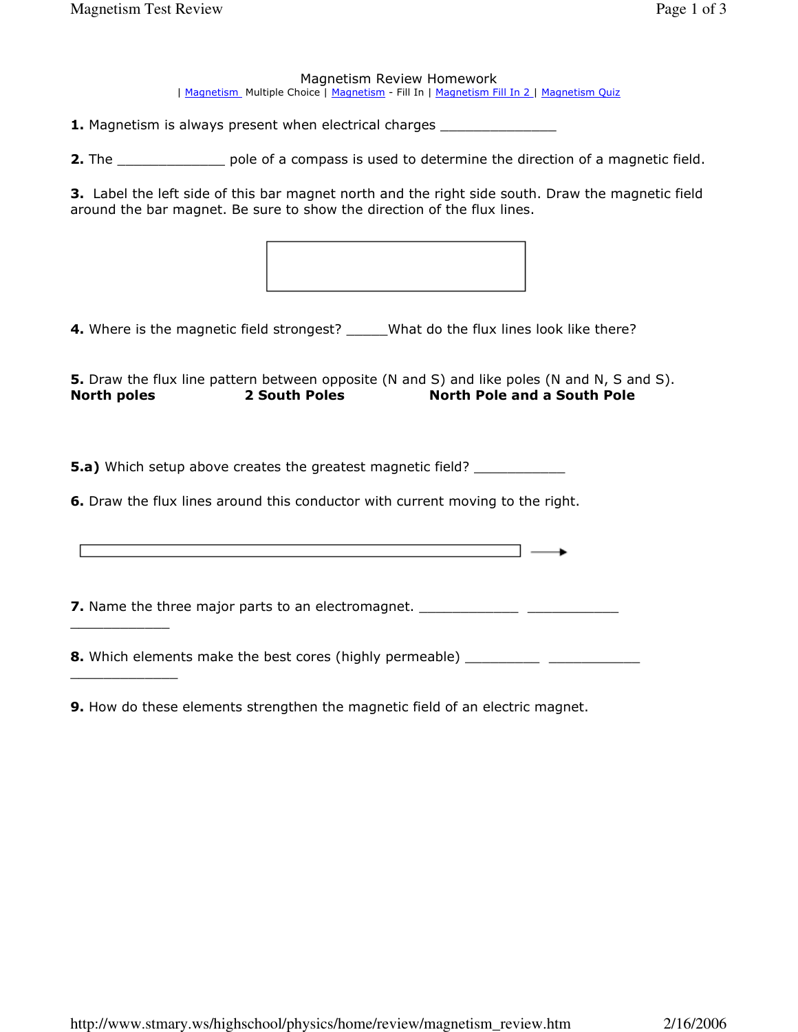# Magnetism Review Homework

| Magnetism Multiple Choice | Magnetism - Fill In | Magnetism Fill In 2 | Magnetism Quiz

**1.** Magnetism is always present when electrical charges _______________

**2.** The ______________ pole of a compass is used to determine the direction of a magnetic field.

**3.** Label the left side of this bar magnet north and the right side south. Draw the magnetic field around the bar magnet. Be sure to show the direction of the flux lines.

**4.** Where is the magnetic field strongest? _____What do the flux lines look like there?

**5.** Draw the flux line pattern between opposite (N and S) and like poles (N and N, S and S).

**North poles** **2 South Poles** **North Pole and a South Pole**

**5.a)** Which setup above creates the greatest magnetic field? ____________

**6.** Draw the flux lines around this conductor with current moving to the right.

**7.** Name the three major parts to an electromagnet. _____________ ____________ _____________

**8.** Which elements make the best cores (highly permeable) __________ ____________ ______________

**9.** How do these elements strengthen the magnetic field of an electric magnet.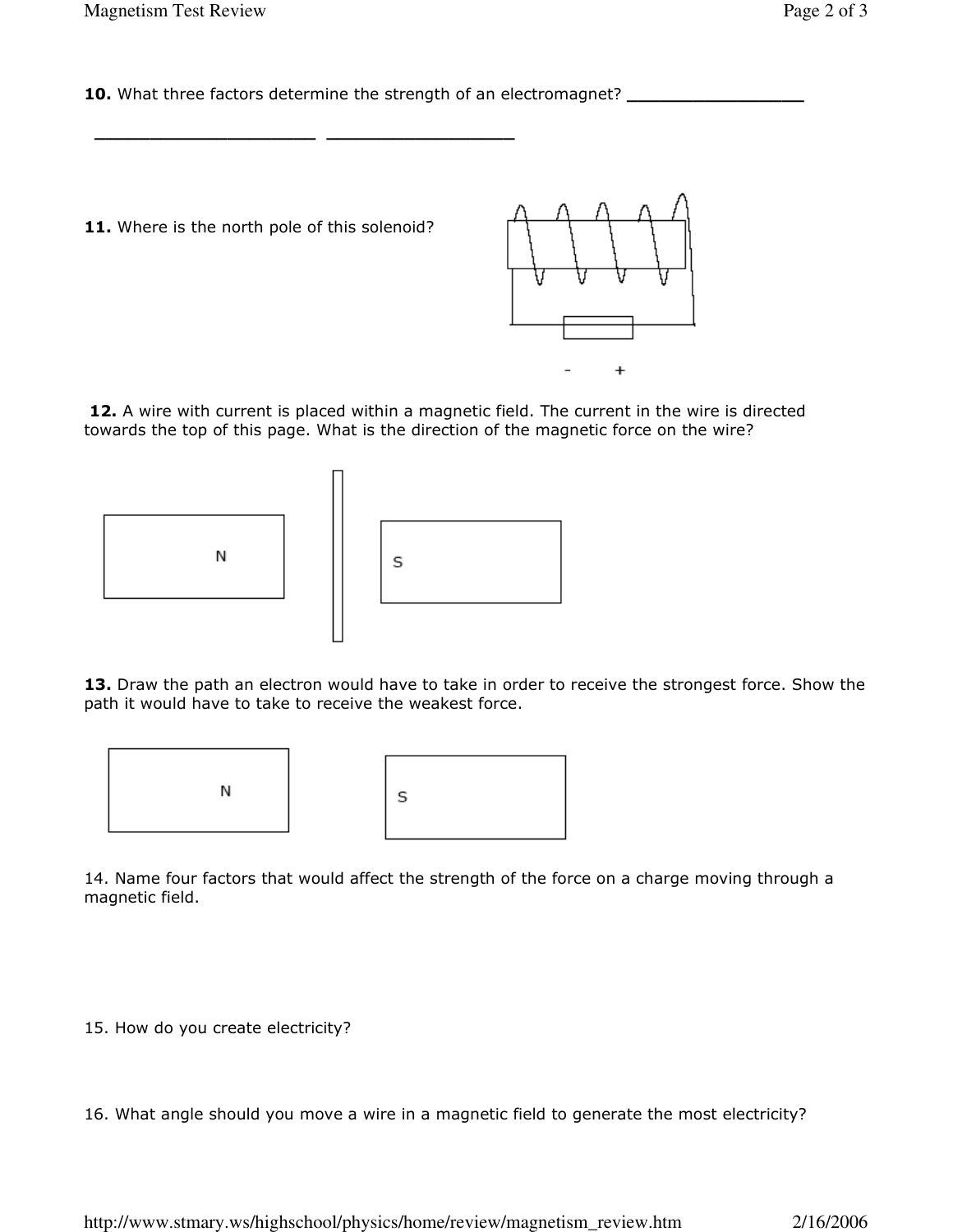**10.** What three factors determine the strength of an electromagnet? _________________

______________________ __________________

**11.** Where is the north pole of this solenoid?

\-     +

**12.** A wire with current is placed within a magnetic field. The current in the wire is directed towards the top of this page. What is the direction of the magnetic force on the wire?

N     S

**13.** Draw the path an electron would have to take in order to receive the strongest force. Show the path it would have to take to receive the weakest force.

N     S

14. Name four factors that would affect the strength of the force on a charge moving through a magnetic field.

15. How do you create electricity?

16. What angle should you move a wire in a magnetic field to generate the most electricity?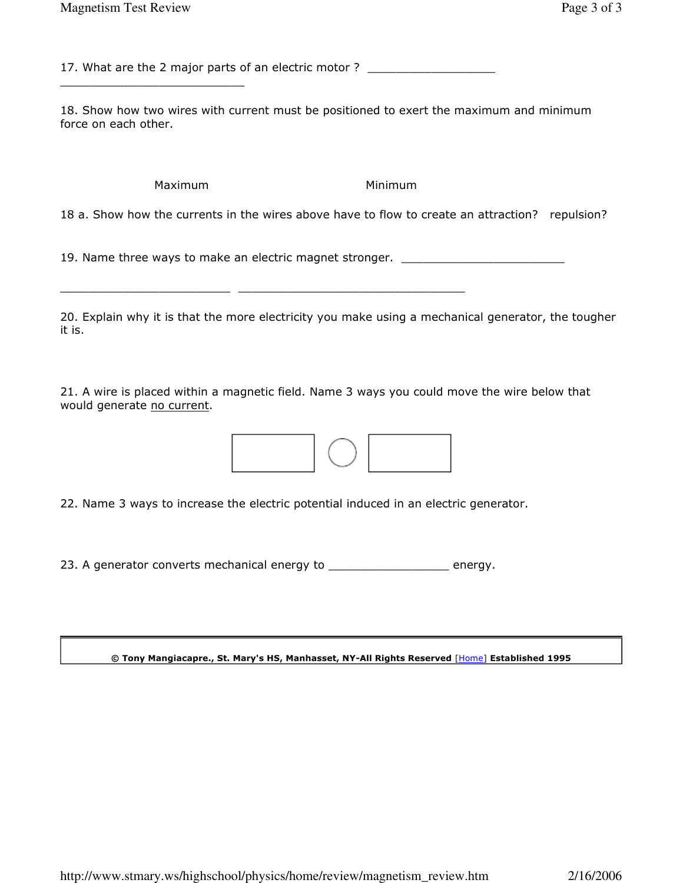17. What are the 2 major parts of an electric motor ? ___________________
___________________________

18. Show how two wires with current must be positioned to exert the maximum and minimum force on each other.

Maximum                                   Minimum

18 a. Show how the currents in the wires above have to flow to create an attraction?   repulsion?

19. Name three ways to make an electric magnet stronger. ________________________

_________________________ _________________________________

20. Explain why it is that the more electricity you make using a mechanical generator, the tougher it is.

21. A wire is placed within a magnetic field. Name 3 ways you could move the wire below that would generate no current.

22. Name 3 ways to increase the electric potential induced in an electric generator.

23. A generator converts mechanical energy to _________________ energy.

**© Tony Mangiacapre., St. Mary's HS, Manhasset, NY-All Rights Reserved** [Home] **Established 1995**